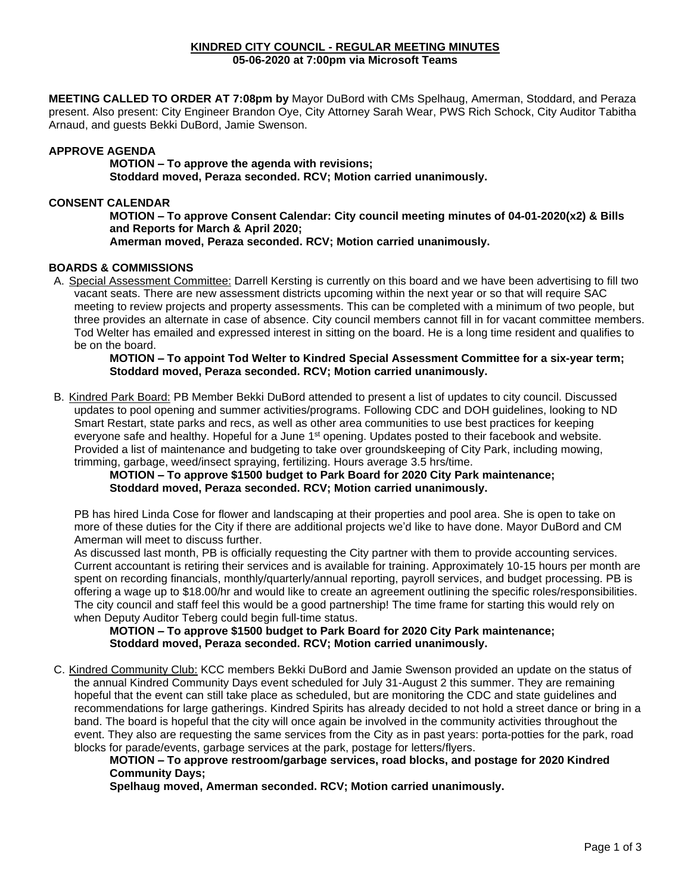# KINDRED CITY COUNCIL - REGULAR MEETING MINUTES

**05-06-2020 at 7:00pm via Microsoft Teams**

**MEETING CALLED TO ORDER AT 7:08pm by** Mayor DuBord with CMs Spelhaug, Amerman, Stoddard, and Peraza present. Also present: City Engineer Brandon Oye, City Attorney Sarah Wear, PWS Rich Schock, City Auditor Tabitha Arnaud, and guests Bekki DuBord, Jamie Swenson.

## APPROVE AGENDA

**MOTION – To approve the agenda with revisions;**
**Stoddard moved, Peraza seconded. RCV; Motion carried unanimously.**

## CONSENT CALENDAR

**MOTION – To approve Consent Calendar: City council meeting minutes of 04-01-2020(x2) & Bills and Reports for March & April 2020;**
**Amerman moved, Peraza seconded. RCV; Motion carried unanimously.**

## BOARDS & COMMISSIONS

A. Special Assessment Committee: Darrell Kersting is currently on this board and we have been advertising to fill two vacant seats. There are new assessment districts upcoming within the next year or so that will require SAC meeting to review projects and property assessments. This can be completed with a minimum of two people, but three provides an alternate in case of absence. City council members cannot fill in for vacant committee members. Tod Welter has emailed and expressed interest in sitting on the board. He is a long time resident and qualifies to be on the board.

**MOTION – To appoint Tod Welter to Kindred Special Assessment Committee for a six-year term;**
**Stoddard moved, Peraza seconded. RCV; Motion carried unanimously.**

B. Kindred Park Board: PB Member Bekki DuBord attended to present a list of updates to city council. Discussed updates to pool opening and summer activities/programs. Following CDC and DOH guidelines, looking to ND Smart Restart, state parks and recs, as well as other area communities to use best practices for keeping everyone safe and healthy. Hopeful for a June 1st opening. Updates posted to their facebook and website. Provided a list of maintenance and budgeting to take over groundskeeping of City Park, including mowing, trimming, garbage, weed/insect spraying, fertilizing. Hours average 3.5 hrs/time.

**MOTION – To approve $1500 budget to Park Board for 2020 City Park maintenance;**
**Stoddard moved, Peraza seconded. RCV; Motion carried unanimously.**

PB has hired Linda Cose for flower and landscaping at their properties and pool area. She is open to take on more of these duties for the City if there are additional projects we'd like to have done. Mayor DuBord and CM Amerman will meet to discuss further.

As discussed last month, PB is officially requesting the City partner with them to provide accounting services. Current accountant is retiring their services and is available for training. Approximately 10-15 hours per month are spent on recording financials, monthly/quarterly/annual reporting, payroll services, and budget processing. PB is offering a wage up to $18.00/hr and would like to create an agreement outlining the specific roles/responsibilities. The city council and staff feel this would be a good partnership! The time frame for starting this would rely on when Deputy Auditor Teberg could begin full-time status.

**MOTION – To approve $1500 budget to Park Board for 2020 City Park maintenance;**
**Stoddard moved, Peraza seconded. RCV; Motion carried unanimously.**

C. Kindred Community Club: KCC members Bekki DuBord and Jamie Swenson provided an update on the status of the annual Kindred Community Days event scheduled for July 31-August 2 this summer. They are remaining hopeful that the event can still take place as scheduled, but are monitoring the CDC and state guidelines and recommendations for large gatherings. Kindred Spirits has already decided to not hold a street dance or bring in a band. The board is hopeful that the city will once again be involved in the community activities throughout the event. They also are requesting the same services from the City as in past years: porta-potties for the park, road blocks for parade/events, garbage services at the park, postage for letters/flyers.

**MOTION – To approve restroom/garbage services, road blocks, and postage for 2020 Kindred Community Days;**
**Spelhaug moved, Amerman seconded. RCV; Motion carried unanimously.**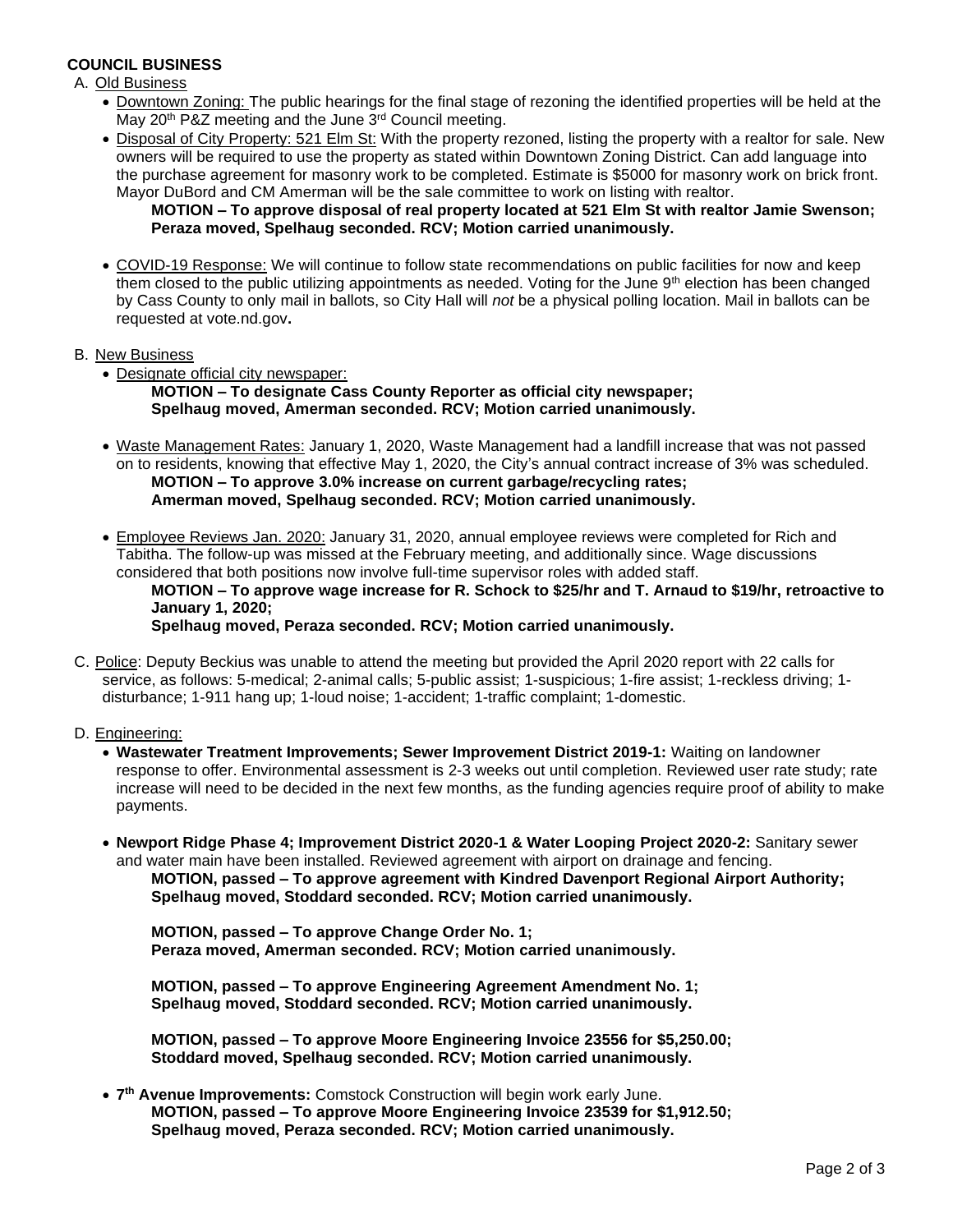## COUNCIL BUSINESS

A. Old Business

- Downtown Zoning: The public hearings for the final stage of rezoning the identified properties will be held at the May 20th P&Z meeting and the June 3rd Council meeting.
- Disposal of City Property: 521 Elm St: With the property rezoned, listing the property with a realtor for sale. New owners will be required to use the property as stated within Downtown Zoning District. Can add language into the purchase agreement for masonry work to be completed. Estimate is $5000 for masonry work on brick front. Mayor DuBord and CM Amerman will be the sale committee to work on listing with realtor.

  **MOTION – To approve disposal of real property located at 521 Elm St with realtor Jamie Swenson; Peraza moved, Spelhaug seconded. RCV; Motion carried unanimously.**

- COVID-19 Response: We will continue to follow state recommendations on public facilities for now and keep them closed to the public utilizing appointments as needed. Voting for the June 9th election has been changed by Cass County to only mail in ballots, so City Hall will *not* be a physical polling location. Mail in ballots can be requested at vote.nd.gov**.**

B. New Business

- Designate official city newspaper:

  **MOTION – To designate Cass County Reporter as official city newspaper; Spelhaug moved, Amerman seconded. RCV; Motion carried unanimously.**

- Waste Management Rates: January 1, 2020, Waste Management had a landfill increase that was not passed on to residents, knowing that effective May 1, 2020, the City's annual contract increase of 3% was scheduled.

  **MOTION – To approve 3.0% increase on current garbage/recycling rates; Amerman moved, Spelhaug seconded. RCV; Motion carried unanimously.**

- Employee Reviews Jan. 2020: January 31, 2020, annual employee reviews were completed for Rich and Tabitha. The follow-up was missed at the February meeting, and additionally since. Wage discussions considered that both positions now involve full-time supervisor roles with added staff.

  **MOTION – To approve wage increase for R. Schock to $25/hr and T. Arnaud to $19/hr, retroactive to January 1, 2020;**
  **Spelhaug moved, Peraza seconded. RCV; Motion carried unanimously.**

C. Police: Deputy Beckius was unable to attend the meeting but provided the April 2020 report with 22 calls for service, as follows: 5-medical; 2-animal calls; 5-public assist; 1-suspicious; 1-fire assist; 1-reckless driving; 1-disturbance; 1-911 hang up; 1-loud noise; 1-accident; 1-traffic complaint; 1-domestic.

D. Engineering:

- **Wastewater Treatment Improvements; Sewer Improvement District 2019-1:** Waiting on landowner response to offer. Environmental assessment is 2-3 weeks out until completion. Reviewed user rate study; rate increase will need to be decided in the next few months, as the funding agencies require proof of ability to make payments.

- **Newport Ridge Phase 4; Improvement District 2020-1 & Water Looping Project 2020-2:** Sanitary sewer and water main have been installed. Reviewed agreement with airport on drainage and fencing.

  **MOTION, passed – To approve agreement with Kindred Davenport Regional Airport Authority; Spelhaug moved, Stoddard seconded. RCV; Motion carried unanimously.**

  **MOTION, passed – To approve Change Order No. 1; Peraza moved, Amerman seconded. RCV; Motion carried unanimously.**

  **MOTION, passed – To approve Engineering Agreement Amendment No. 1; Spelhaug moved, Stoddard seconded. RCV; Motion carried unanimously.**

  **MOTION, passed – To approve Moore Engineering Invoice 23556 for $5,250.00; Stoddard moved, Spelhaug seconded. RCV; Motion carried unanimously.**

- **7th Avenue Improvements:** Comstock Construction will begin work early June.

  **MOTION, passed – To approve Moore Engineering Invoice 23539 for $1,912.50; Spelhaug moved, Peraza seconded. RCV; Motion carried unanimously.**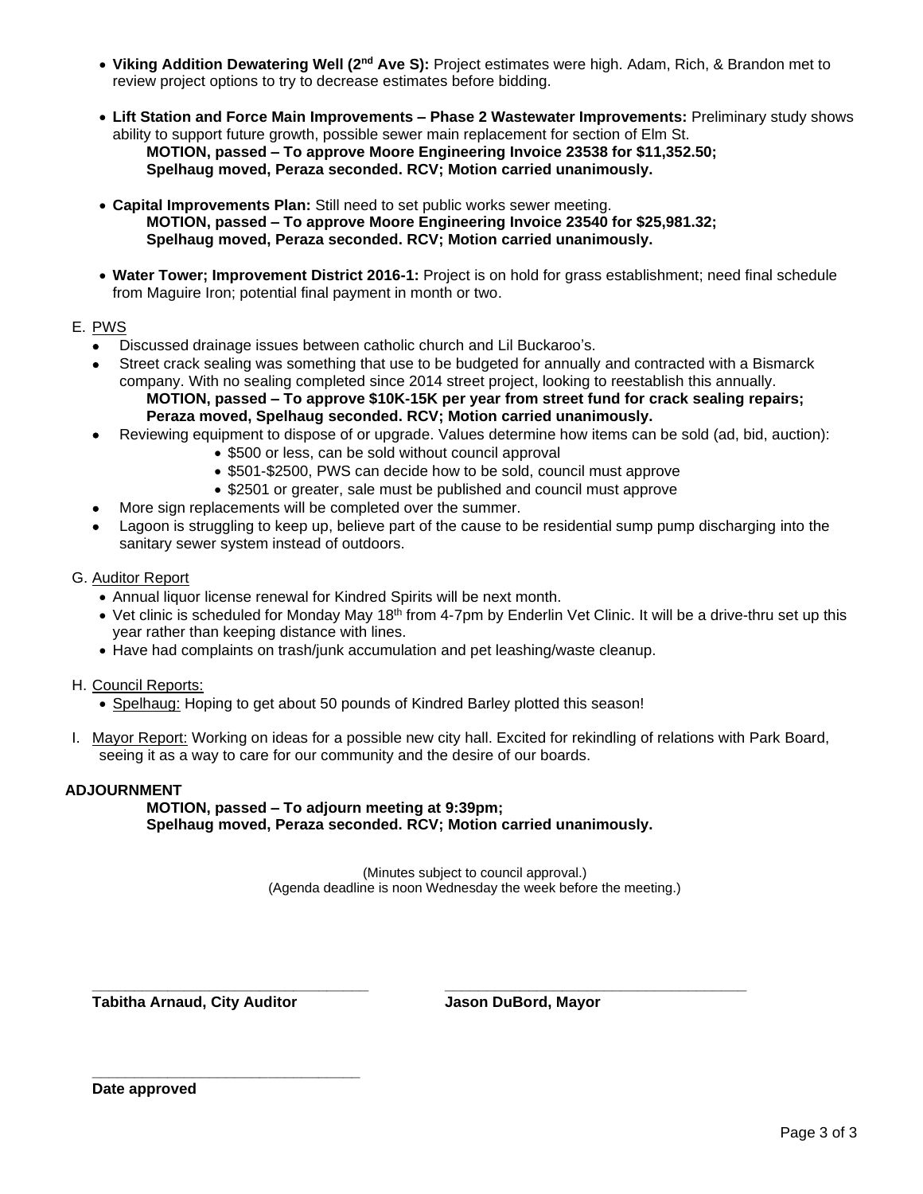- **Viking Addition Dewatering Well (2nd Ave S):** Project estimates were high. Adam, Rich, & Brandon met to review project options to try to decrease estimates before bidding.

- **Lift Station and Force Main Improvements – Phase 2 Wastewater Improvements:** Preliminary study shows ability to support future growth, possible sewer main replacement for section of Elm St.
  **MOTION, passed – To approve Moore Engineering Invoice 23538 for $11,352.50;**
  **Spelhaug moved, Peraza seconded. RCV; Motion carried unanimously.**

- **Capital Improvements Plan:** Still need to set public works sewer meeting.
  **MOTION, passed – To approve Moore Engineering Invoice 23540 for $25,981.32;**
  **Spelhaug moved, Peraza seconded. RCV; Motion carried unanimously.**

- **Water Tower; Improvement District 2016-1:** Project is on hold for grass establishment; need final schedule from Maguire Iron; potential final payment in month or two.

E. PWS

- Discussed drainage issues between catholic church and Lil Buckaroo's.
- Street crack sealing was something that use to be budgeted for annually and contracted with a Bismarck company. With no sealing completed since 2014 street project, looking to reestablish this annually.
  **MOTION, passed – To approve $10K-15K per year from street fund for crack sealing repairs;**
  **Peraza moved, Spelhaug seconded. RCV; Motion carried unanimously.**
- Reviewing equipment to dispose of or upgrade. Values determine how items can be sold (ad, bid, auction):
  - $500 or less, can be sold without council approval
  - $501-$2500, PWS can decide how to be sold, council must approve
  - $2501 or greater, sale must be published and council must approve
- More sign replacements will be completed over the summer.
- Lagoon is struggling to keep up, believe part of the cause to be residential sump pump discharging into the sanitary sewer system instead of outdoors.

G. Auditor Report

- Annual liquor license renewal for Kindred Spirits will be next month.
- Vet clinic is scheduled for Monday May 18th from 4-7pm by Enderlin Vet Clinic. It will be a drive-thru set up this year rather than keeping distance with lines.
- Have had complaints on trash/junk accumulation and pet leashing/waste cleanup.

H. Council Reports:

- Spelhaug: Hoping to get about 50 pounds of Kindred Barley plotted this season!

I. Mayor Report: Working on ideas for a possible new city hall. Excited for rekindling of relations with Park Board, seeing it as a way to care for our community and the desire of our boards.

**ADJOURNMENT**

**MOTION, passed – To adjourn meeting at 9:39pm;**
**Spelhaug moved, Peraza seconded. RCV; Motion carried unanimously.**

(Minutes subject to council approval.)
(Agenda deadline is noon Wednesday the week before the meeting.)

\_\_\_\_\_\_\_\_\_\_\_\_\_\_\_\_\_\_\_\_\_\_\_\_\_\_\_\_\_\_\_\_
**Tabitha Arnaud, City Auditor**

\_\_\_\_\_\_\_\_\_\_\_\_\_\_\_\_\_\_\_\_\_\_\_\_\_\_\_\_\_\_\_\_
**Jason DuBord, Mayor**

\_\_\_\_\_\_\_\_\_\_\_\_\_\_\_\_\_\_\_\_\_\_\_\_\_\_\_\_\_\_\_\_
**Date approved**